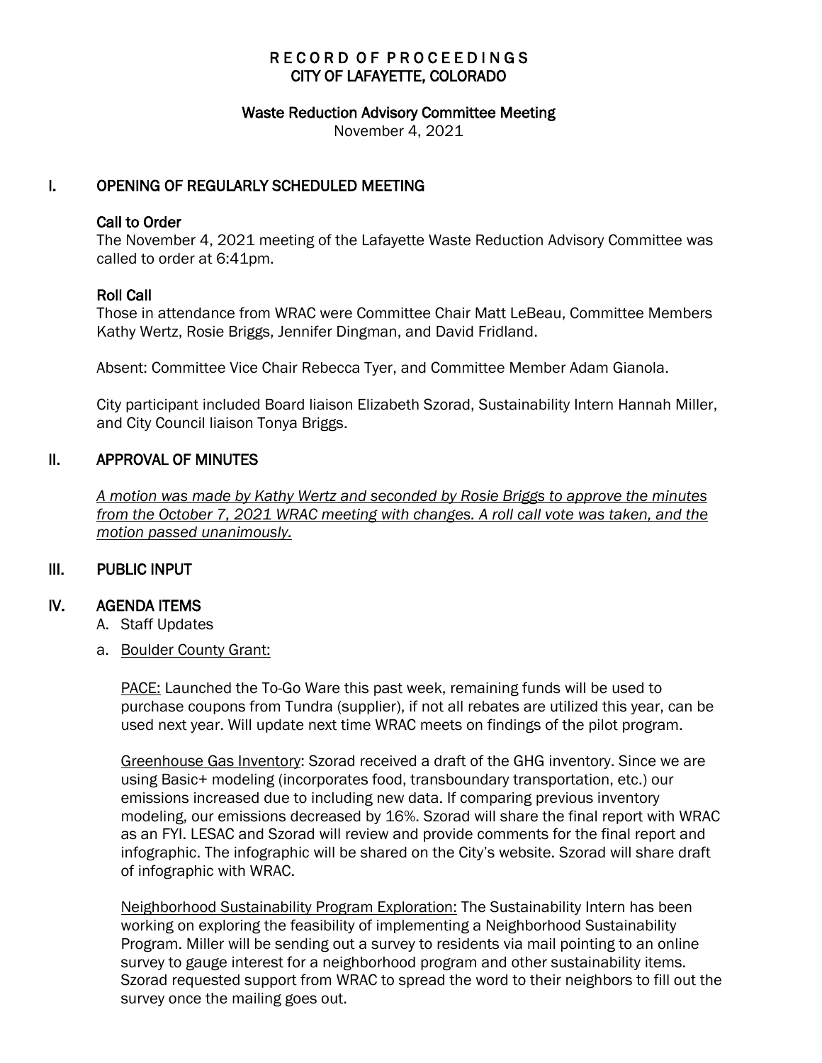# RECORD OF PROCEEDINGS
# CITY OF LAFAYETTE, COLORADO

## Waste Reduction Advisory Committee Meeting

November 4, 2021

## I. OPENING OF REGULARLY SCHEDULED MEETING

### Call to Order

The November 4, 2021 meeting of the Lafayette Waste Reduction Advisory Committee was called to order at 6:41pm.

### Roll Call

Those in attendance from WRAC were Committee Chair Matt LeBeau, Committee Members Kathy Wertz, Rosie Briggs, Jennifer Dingman, and David Fridland.

Absent: Committee Vice Chair Rebecca Tyer, and Committee Member Adam Gianola.

City participant included Board liaison Elizabeth Szorad, Sustainability Intern Hannah Miller, and City Council liaison Tonya Briggs.

## II. APPROVAL OF MINUTES

*A motion was made by Kathy Wertz and seconded by Rosie Briggs to approve the minutes from the October 7, 2021 WRAC meeting with changes. A roll call vote was taken, and the motion passed unanimously.*

## III. PUBLIC INPUT

## IV. AGENDA ITEMS

A. Staff Updates

a. Boulder County Grant:

PACE: Launched the To-Go Ware this past week, remaining funds will be used to purchase coupons from Tundra (supplier), if not all rebates are utilized this year, can be used next year. Will update next time WRAC meets on findings of the pilot program.

Greenhouse Gas Inventory: Szorad received a draft of the GHG inventory. Since we are using Basic+ modeling (incorporates food, transboundary transportation, etc.) our emissions increased due to including new data. If comparing previous inventory modeling, our emissions decreased by 16%. Szorad will share the final report with WRAC as an FYI. LESAC and Szorad will review and provide comments for the final report and infographic. The infographic will be shared on the City's website. Szorad will share draft of infographic with WRAC.

Neighborhood Sustainability Program Exploration: The Sustainability Intern has been working on exploring the feasibility of implementing a Neighborhood Sustainability Program. Miller will be sending out a survey to residents via mail pointing to an online survey to gauge interest for a neighborhood program and other sustainability items. Szorad requested support from WRAC to spread the word to their neighbors to fill out the survey once the mailing goes out.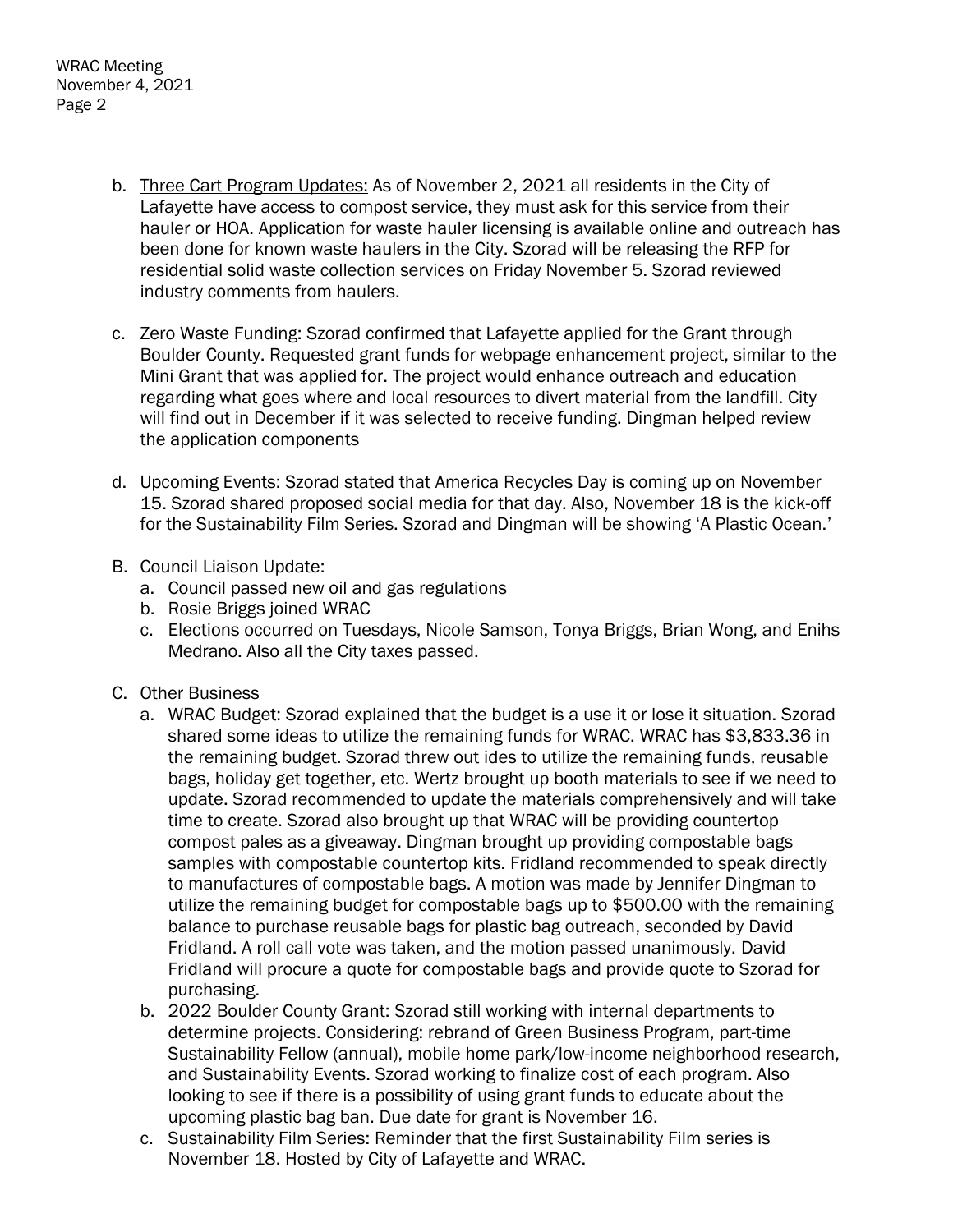b. Three Cart Program Updates: As of November 2, 2021 all residents in the City of Lafayette have access to compost service, they must ask for this service from their hauler or HOA. Application for waste hauler licensing is available online and outreach has been done for known waste haulers in the City. Szorad will be releasing the RFP for residential solid waste collection services on Friday November 5. Szorad reviewed industry comments from haulers.

c. Zero Waste Funding: Szorad confirmed that Lafayette applied for the Grant through Boulder County. Requested grant funds for webpage enhancement project, similar to the Mini Grant that was applied for. The project would enhance outreach and education regarding what goes where and local resources to divert material from the landfill. City will find out in December if it was selected to receive funding. Dingman helped review the application components

d. Upcoming Events: Szorad stated that America Recycles Day is coming up on November 15. Szorad shared proposed social media for that day. Also, November 18 is the kick-off for the Sustainability Film Series. Szorad and Dingman will be showing 'A Plastic Ocean.'

B. Council Liaison Update:
   a. Council passed new oil and gas regulations
   b. Rosie Briggs joined WRAC
   c. Elections occurred on Tuesdays, Nicole Samson, Tonya Briggs, Brian Wong, and Enihs Medrano. Also all the City taxes passed.

C. Other Business
   a. WRAC Budget: Szorad explained that the budget is a use it or lose it situation. Szorad shared some ideas to utilize the remaining funds for WRAC. WRAC has $3,833.36 in the remaining budget. Szorad threw out ides to utilize the remaining funds, reusable bags, holiday get together, etc. Wertz brought up booth materials to see if we need to update. Szorad recommended to update the materials comprehensively and will take time to create. Szorad also brought up that WRAC will be providing countertop compost pales as a giveaway. Dingman brought up providing compostable bags samples with compostable countertop kits. Fridland recommended to speak directly to manufactures of compostable bags. A motion was made by Jennifer Dingman to utilize the remaining budget for compostable bags up to $500.00 with the remaining balance to purchase reusable bags for plastic bag outreach, seconded by David Fridland. A roll call vote was taken, and the motion passed unanimously. David Fridland will procure a quote for compostable bags and provide quote to Szorad for purchasing.
   b. 2022 Boulder County Grant: Szorad still working with internal departments to determine projects. Considering: rebrand of Green Business Program, part-time Sustainability Fellow (annual), mobile home park/low-income neighborhood research, and Sustainability Events. Szorad working to finalize cost of each program. Also looking to see if there is a possibility of using grant funds to educate about the upcoming plastic bag ban. Due date for grant is November 16.
   c. Sustainability Film Series: Reminder that the first Sustainability Film series is November 18. Hosted by City of Lafayette and WRAC.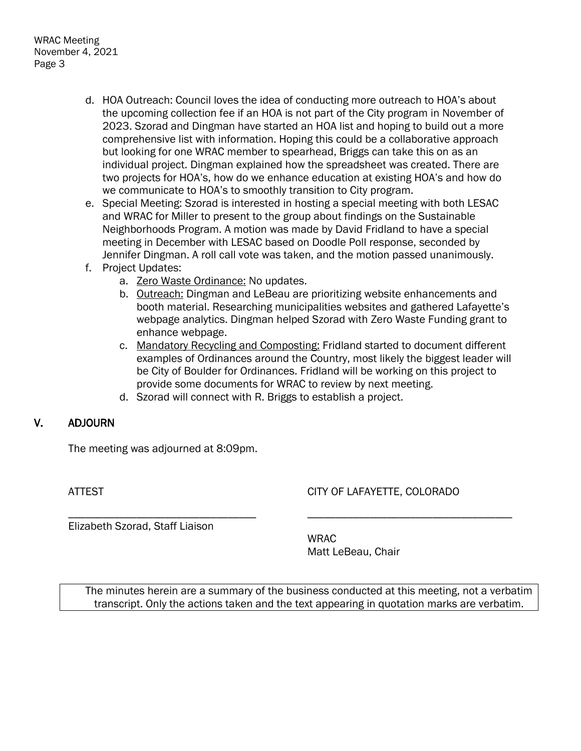d. HOA Outreach: Council loves the idea of conducting more outreach to HOA's about the upcoming collection fee if an HOA is not part of the City program in November of 2023. Szorad and Dingman have started an HOA list and hoping to build out a more comprehensive list with information. Hoping this could be a collaborative approach but looking for one WRAC member to spearhead, Briggs can take this on as an individual project. Dingman explained how the spreadsheet was created. There are two projects for HOA's, how do we enhance education at existing HOA's and how do we communicate to HOA's to smoothly transition to City program.

e. Special Meeting: Szorad is interested in hosting a special meeting with both LESAC and WRAC for Miller to present to the group about findings on the Sustainable Neighborhoods Program. A motion was made by David Fridland to have a special meeting in December with LESAC based on Doodle Poll response, seconded by Jennifer Dingman. A roll call vote was taken, and the motion passed unanimously.

f. Project Updates:
   a. <u>Zero Waste Ordinance:</u> No updates.
   b. <u>Outreach:</u> Dingman and LeBeau are prioritizing website enhancements and booth material. Researching municipalities websites and gathered Lafayette's webpage analytics. Dingman helped Szorad with Zero Waste Funding grant to enhance webpage.
   c. <u>Mandatory Recycling and Composting:</u> Fridland started to document different examples of Ordinances around the Country, most likely the biggest leader will be City of Boulder for Ordinances. Fridland will be working on this project to provide some documents for WRAC to review by next meeting.
   d. Szorad will connect with R. Briggs to establish a project.

## V. ADJOURN

The meeting was adjourned at 8:09pm.

ATTEST

\_\_\_\_\_\_\_\_\_\_\_\_\_\_\_\_\_\_\_\_\_\_\_\_\_\_\_\_\_\_\_\_

Elizabeth Szorad, Staff Liaison

CITY OF LAFAYETTE, COLORADO

\_\_\_\_\_\_\_\_\_\_\_\_\_\_\_\_\_\_\_\_\_\_\_\_\_\_\_\_\_\_\_\_

WRAC
Matt LeBeau, Chair

The minutes herein are a summary of the business conducted at this meeting, not a verbatim transcript. Only the actions taken and the text appearing in quotation marks are verbatim.